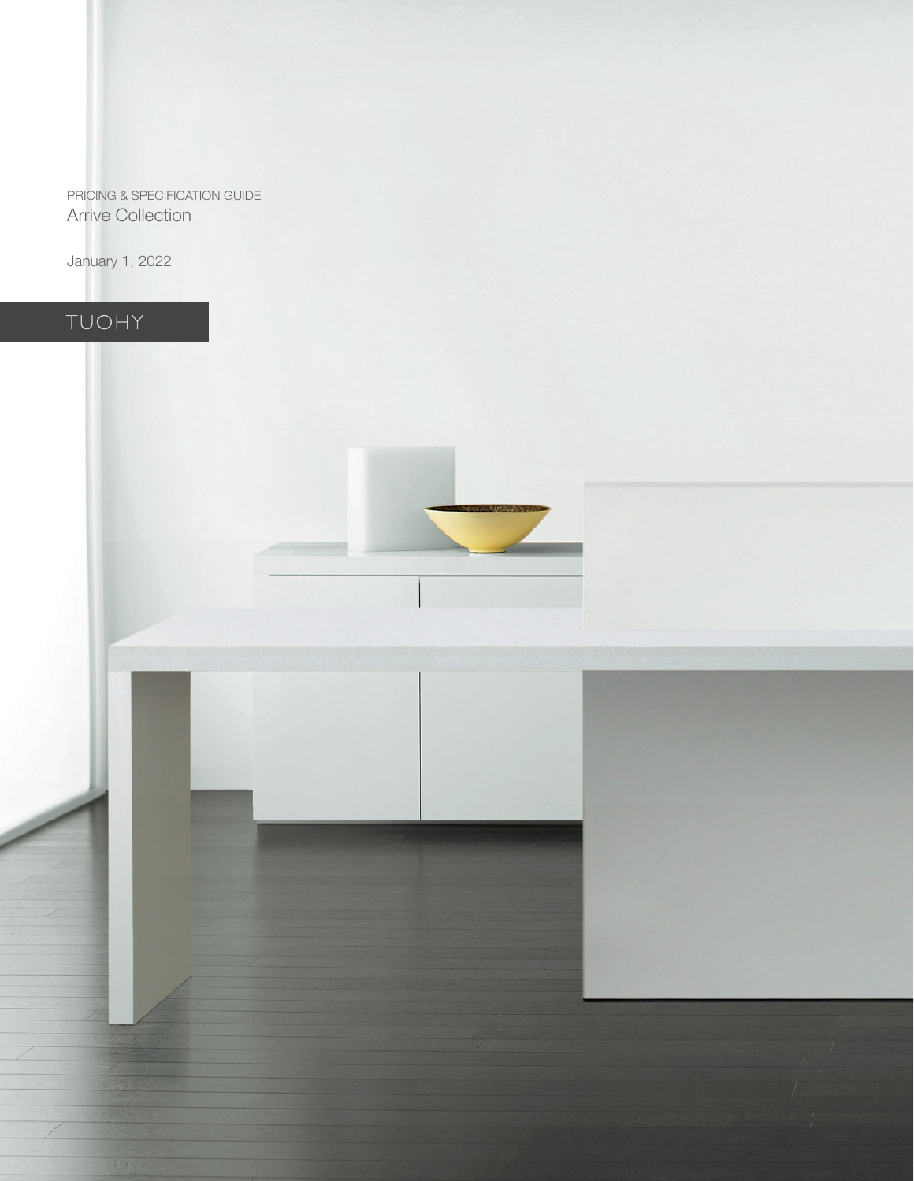PRICING & SPECIFICATION GUIDE

# Arrive Collection

January 1, 2022

TUOHY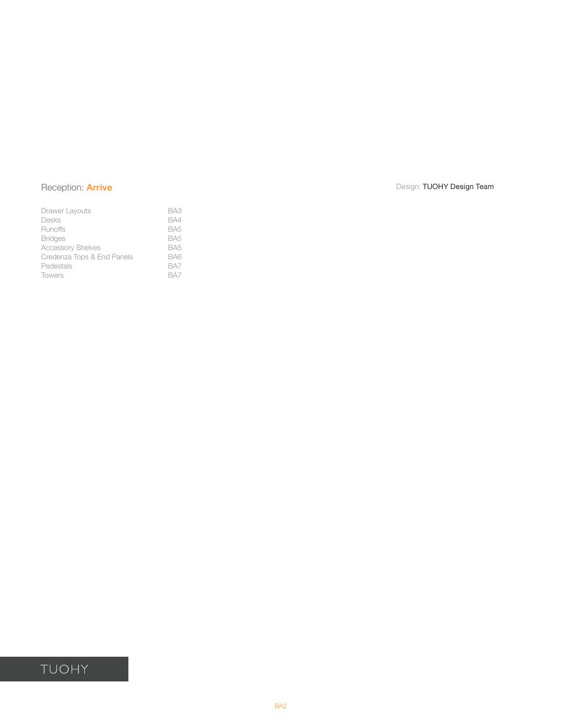## Reception: **Arrive**

Design: TUOHY Design Team

| | |
|---|---|
| Drawer Layouts | BA3 |
| Desks | BA4 |
| Runoffs | BA5 |
| Bridges | BA5 |
| Accessory Shelves | BA5 |
| Credenza Tops & End Panels | BA6 |
| Pedestals | BA7 |
| Towers | BA7 |

TUOHY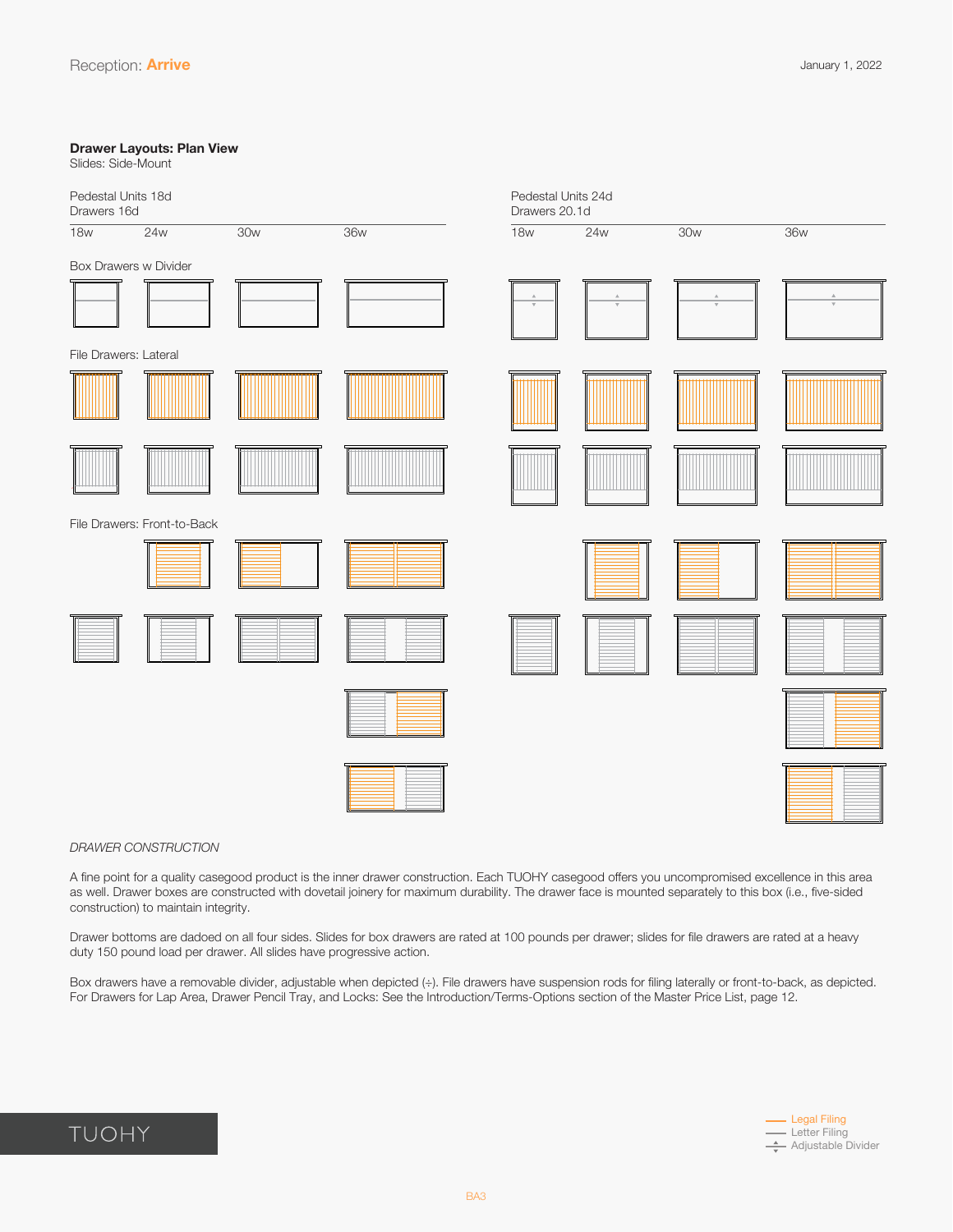## Drawer Layouts: Plan View

Slides: Side-Mount

| Pedestal Units 18d / Drawers 16d | | | | Pedestal Units 24d / Drawers 20.1d | | | |
|---|---|---|---|---|---|---|---|
| 18w | 24w | 30w | 36w | 18w | 24w | 30w | 36w |

Box Drawers w Divider

File Drawers: Lateral

File Drawers: Front-to-Back

*DRAWER CONSTRUCTION*

A fine point for a quality casegood product is the inner drawer construction. Each TUOHY casegood offers you uncompromised excellence in this area as well. Drawer boxes are constructed with dovetail joinery for maximum durability. The drawer face is mounted separately to this box (i.e., five-sided construction) to maintain integrity.

Drawer bottoms are dadoed on all four sides. Slides for box drawers are rated at 100 pounds per drawer; slides for file drawers are rated at a heavy duty 150 pound load per drawer. All slides have progressive action.

Box drawers have a removable divider, adjustable when depicted (÷). File drawers have suspension rods for filing laterally or front-to-back, as depicted. For Drawers for Lap Area, Drawer Pencil Tray, and Locks: See the Introduction/Terms-Options section of the Master Price List, page 12.

Legal Filing
Letter Filing
Adjustable Divider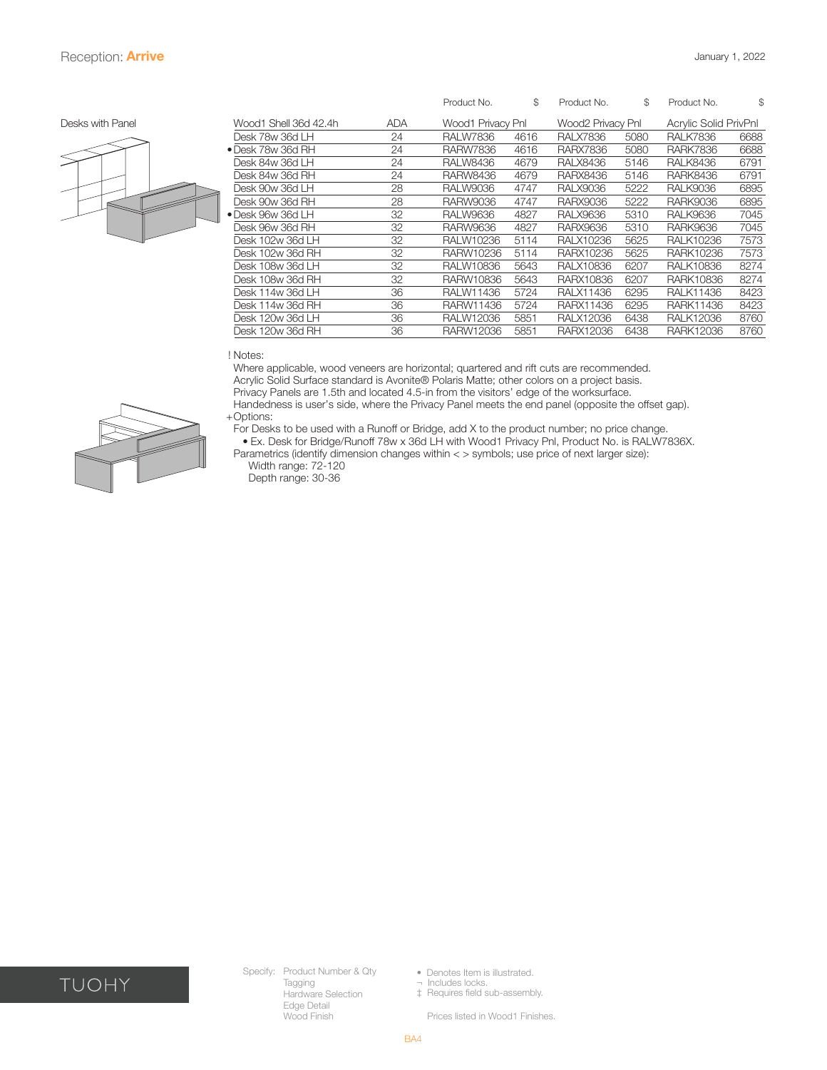# Reception: Arrive

## Desks with Panel

| Wood1 Shell 36d 42.4h | ADA | Product No. Wood1 Privacy Pnl | $ | Product No. Wood2 Privacy Pnl | $ | Product No. Acrylic Solid PrivPnl | $ |
|---|---|---|---|---|---|---|---|
| Desk 78w 36d LH | 24 | RALW7836 | 4616 | RALX7836 | 5080 | RALK7836 | 6688 |
| • Desk 78w 36d RH | 24 | RARW7836 | 4616 | RARX7836 | 5080 | RARK7836 | 6688 |
| Desk 84w 36d LH | 24 | RALW8436 | 4679 | RALX8436 | 5146 | RALK8436 | 6791 |
| Desk 84w 36d RH | 24 | RARW8436 | 4679 | RARX8436 | 5146 | RARK8436 | 6791 |
| Desk 90w 36d LH | 28 | RALW9036 | 4747 | RALX9036 | 5222 | RALK9036 | 6895 |
| Desk 90w 36d RH | 28 | RARW9036 | 4747 | RARX9036 | 5222 | RARK9036 | 6895 |
| • Desk 96w 36d LH | 32 | RALW9636 | 4827 | RALX9636 | 5310 | RALK9636 | 7045 |
| Desk 96w 36d RH | 32 | RARW9636 | 4827 | RARX9636 | 5310 | RARK9636 | 7045 |
| Desk 102w 36d LH | 32 | RALW10236 | 5114 | RALX10236 | 5625 | RALK10236 | 7573 |
| Desk 102w 36d RH | 32 | RARW10236 | 5114 | RARX10236 | 5625 | RARK10236 | 7573 |
| Desk 108w 36d LH | 32 | RALW10836 | 5643 | RALX10836 | 6207 | RALK10836 | 8274 |
| Desk 108w 36d RH | 32 | RARW10836 | 5643 | RARX10836 | 6207 | RARK10836 | 8274 |
| Desk 114w 36d LH | 36 | RALW11436 | 5724 | RALX11436 | 6295 | RALK11436 | 8423 |
| Desk 114w 36d RH | 36 | RARW11436 | 5724 | RARX11436 | 6295 | RARK11436 | 8423 |
| Desk 120w 36d LH | 36 | RALW12036 | 5851 | RALX12036 | 6438 | RALK12036 | 8760 |
| Desk 120w 36d RH | 36 | RARW12036 | 5851 | RARX12036 | 6438 | RARK12036 | 8760 |

! Notes:

Where applicable, wood veneers are horizontal; quartered and rift cuts are recommended.
Acrylic Solid Surface standard is Avonite® Polaris Matte; other colors on a project basis.
Privacy Panels are 1.5th and located 4.5-in from the visitors' edge of the worksurface.
Handedness is user's side, where the Privacy Panel meets the end panel (opposite the offset gap).

+Options:

For Desks to be used with a Runoff or Bridge, add X to the product number; no price change.
- Ex. Desk for Bridge/Runoff 78w x 36d LH with Wood1 Privacy Pnl, Product No. is RALW7836X.

Parametrics (identify dimension changes within < > symbols; use price of next larger size):
Width range: 72-120
Depth range: 30-36

Specify: Product Number & Qty, Tagging, Hardware Selection, Edge Detail, Wood Finish

- • Denotes Item is illustrated.
- ¬ Includes locks.
- ‡ Requires field sub-assembly.

Prices listed in Wood1 Finishes.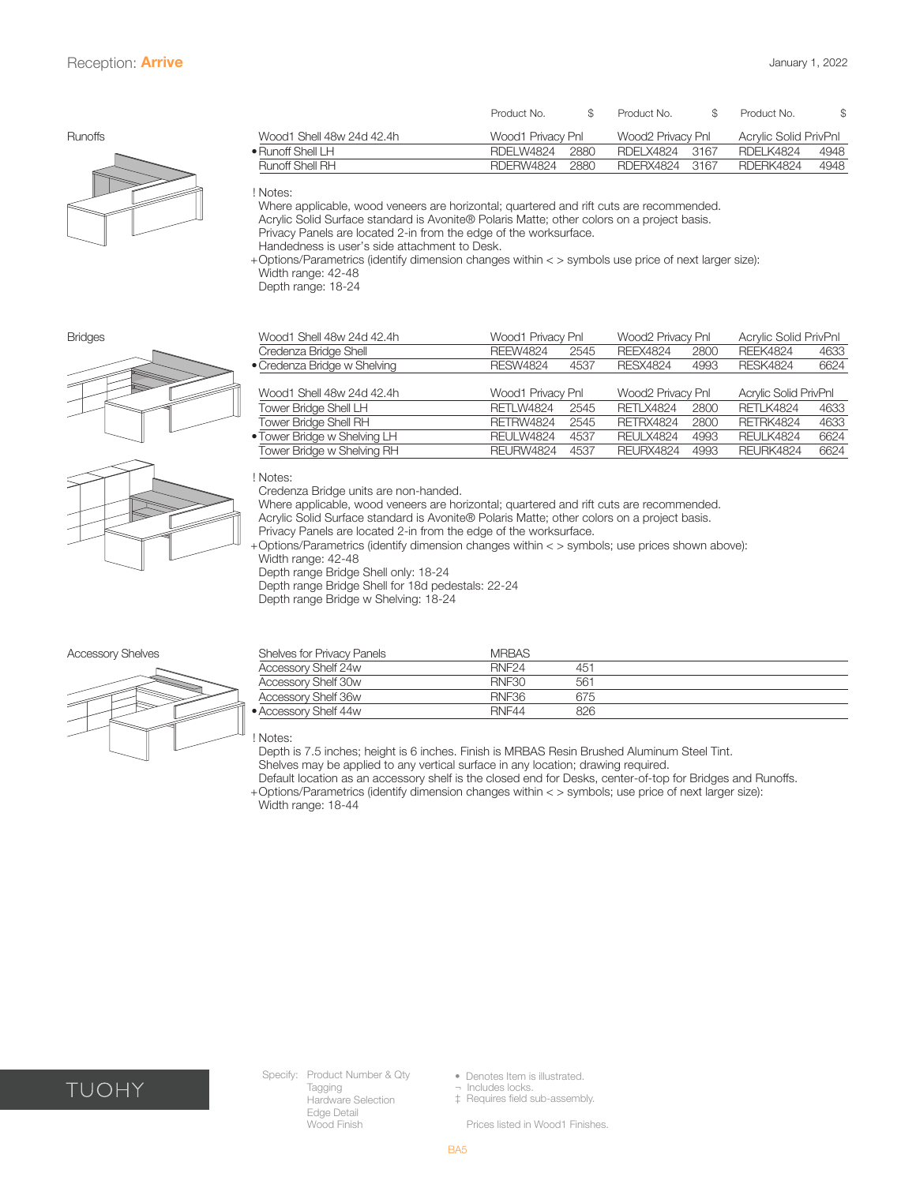Reception: **Arrive**

January 1, 2022

## Runoffs

| Wood1 Shell 48w 24d 42.4h | Product No. Wood1 Privacy Pnl | $ | Product No. Wood2 Privacy Pnl | $ | Product No. Acrylic Solid PrivPnl | $ |
|---|---|---|---|---|---|---|
| • Runoff Shell LH | RDELW4824 | 2880 | RDELX4824 | 3167 | RDELK4824 | 4948 |
| Runoff Shell RH | RDERW4824 | 2880 | RDERX4824 | 3167 | RDERK4824 | 4948 |

! Notes:
Where applicable, wood veneers are horizontal; quartered and rift cuts are recommended.
Acrylic Solid Surface standard is Avonite® Polaris Matte; other colors on a project basis.
Privacy Panels are located 2-in from the edge of the worksurface.
Handedness is user's side attachment to Desk.
+Options/Parametrics (identify dimension changes within < > symbols use price of next larger size):
Width range: 42-48
Depth range: 18-24

## Bridges

| Wood1 Shell 48w 24d 42.4h | Wood1 Privacy Pnl | $ | Wood2 Privacy Pnl | $ | Acrylic Solid PrivPnl | $ |
|---|---|---|---|---|---|---|
| Credenza Bridge Shell | REEW4824 | 2545 | REEX4824 | 2800 | REEK4824 | 4633 |
| • Credenza Bridge w Shelving | RESW4824 | 4537 | RESX4824 | 4993 | RESK4824 | 6624 |

| Wood1 Shell 48w 24d 42.4h | Wood1 Privacy Pnl | $ | Wood2 Privacy Pnl | $ | Acrylic Solid PrivPnl | $ |
|---|---|---|---|---|---|---|
| Tower Bridge Shell LH | RETLW4824 | 2545 | RETLX4824 | 2800 | RETLK4824 | 4633 |
| Tower Bridge Shell RH | RETRW4824 | 2545 | RETRX4824 | 2800 | RETRK4824 | 4633 |
| • Tower Bridge w Shelving LH | REULW4824 | 4537 | REULX4824 | 4993 | REULK4824 | 6624 |
| Tower Bridge w Shelving RH | REURW4824 | 4537 | REURX4824 | 4993 | REURK4824 | 6624 |

! Notes:
Credenza Bridge units are non-handed.
Where applicable, wood veneers are horizontal; quartered and rift cuts are recommended.
Acrylic Solid Surface standard is Avonite® Polaris Matte; other colors on a project basis.
Privacy Panels are located 2-in from the edge of the worksurface.
+Options/Parametrics (identify dimension changes within < > symbols; use prices shown above):
Width range: 42-48
Depth range Bridge Shell only: 18-24
Depth range Bridge Shell for 18d pedestals: 22-24
Depth range Bridge w Shelving: 18-24

## Accessory Shelves

| Shelves for Privacy Panels | MRBAS | |
|---|---|---|
| Accessory Shelf 24w | RNF24 | 451 |
| Accessory Shelf 30w | RNF30 | 561 |
| Accessory Shelf 36w | RNF36 | 675 |
| • Accessory Shelf 44w | RNF44 | 826 |

! Notes:
Depth is 7.5 inches; height is 6 inches. Finish is MRBAS Resin Brushed Aluminum Steel Tint.
Shelves may be applied to any vertical surface in any location; drawing required.
Default location as an accessory shelf is the closed end for Desks, center-of-top for Bridges and Runoffs.
+Options/Parametrics (identify dimension changes within < > symbols; use price of next larger size):
Width range: 18-44

TUOHY

Specify: Product Number & Qty
Tagging
Hardware Selection
Edge Detail
Wood Finish

• Denotes Item is illustrated.
¬ Includes locks.
‡ Requires field sub-assembly.

Prices listed in Wood1 Finishes.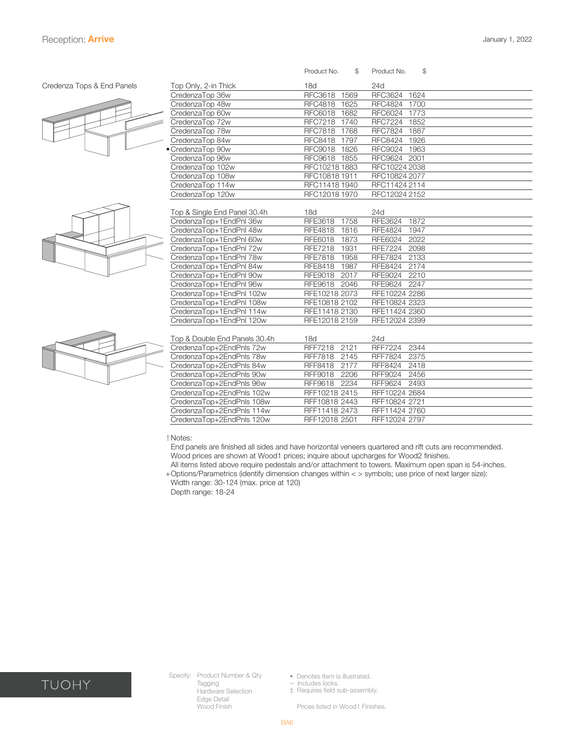Reception: **Arrive**

January 1, 2022

## Credenza Tops & End Panels

| | Product No. 18d | $ | Product No. 24d | $ |
|---|---|---|---|---|
| **Top Only, 2-in Thick** | **18d** | | **24d** | |
| CredenzaTop 36w | RFC3618 | 1569 | RFC3624 | 1624 |
| CredenzaTop 48w | RFC4818 | 1625 | RFC4824 | 1700 |
| CredenzaTop 60w | RFC6018 | 1682 | RFC6024 | 1773 |
| CredenzaTop 72w | RFC7218 | 1740 | RFC7224 | 1852 |
| CredenzaTop 78w | RFC7818 | 1768 | RFC7824 | 1887 |
| CredenzaTop 84w | RFC8418 | 1797 | RFC8424 | 1926 |
| • CredenzaTop 90w | RFC9018 | 1826 | RFC9024 | 1963 |
| CredenzaTop 96w | RFC9618 | 1855 | RFC9624 | 2001 |
| CredenzaTop 102w | RFC10218 | 1883 | RFC10224 | 2038 |
| CredenzaTop 108w | RFC10818 | 1911 | RFC10824 | 2077 |
| CredenzaTop 114w | RFC11418 | 1940 | RFC11424 | 2114 |
| CredenzaTop 120w | RFC12018 | 1970 | RFC12024 | 2152 |
| **Top & Single End Panel 30.4h** | **18d** | | **24d** | |
| CredenzaTop+1EndPnl 36w | RFE3618 | 1758 | RFE3624 | 1872 |
| CredenzaTop+1EndPnl 48w | RFE4818 | 1816 | RFE4824 | 1947 |
| CredenzaTop+1EndPnl 60w | RFE6018 | 1873 | RFE6024 | 2022 |
| CredenzaTop+1EndPnl 72w | RFE7218 | 1931 | RFE7224 | 2098 |
| CredenzaTop+1EndPnl 78w | RFE7818 | 1958 | RFE7824 | 2133 |
| CredenzaTop+1EndPnl 84w | RFE8418 | 1987 | RFE8424 | 2174 |
| CredenzaTop+1EndPnl 90w | RFE9018 | 2017 | RFE9024 | 2210 |
| CredenzaTop+1EndPnl 96w | RFE9618 | 2046 | RFE9624 | 2247 |
| CredenzaTop+1EndPnl 102w | RFE10218 | 2073 | RFE10224 | 2286 |
| CredenzaTop+1EndPnl 108w | RFE10818 | 2102 | RFE10824 | 2323 |
| CredenzaTop+1EndPnl 114w | RFE11418 | 2130 | RFE11424 | 2360 |
| CredenzaTop+1EndPnl 120w | RFE12018 | 2159 | RFE12024 | 2399 |
| **Top & Double End Panels 30.4h** | **18d** | | **24d** | |
| CredenzaTop+2EndPnls 72w | RFF7218 | 2121 | RFF7224 | 2344 |
| CredenzaTop+2EndPnls 78w | RFF7818 | 2145 | RFF7824 | 2375 |
| CredenzaTop+2EndPnls 84w | RFF8418 | 2177 | RFF8424 | 2418 |
| CredenzaTop+2EndPnls 90w | RFF9018 | 2206 | RFF9024 | 2456 |
| CredenzaTop+2EndPnls 96w | RFF9618 | 2234 | RFF9624 | 2493 |
| CredenzaTop+2EndPnls 102w | RFF10218 | 2415 | RFF10224 | 2684 |
| CredenzaTop+2EndPnls 108w | RFF10818 | 2443 | RFF10824 | 2721 |
| CredenzaTop+2EndPnls 114w | RFF11418 | 2473 | RFF11424 | 2760 |
| CredenzaTop+2EndPnls 120w | RFF12018 | 2501 | RFF12024 | 2797 |

! Notes:
End panels are finished all sides and have horizontal veneers quartered and rift cuts are recommended.
Wood prices are shown at Wood1 prices; inquire about upcharges for Wood2 finishes.
All items listed above require pedestals and/or attachment to towers. Maximum open span is 54-inches.
+Options/Parametrics (identify dimension changes within < > symbols; use price of next larger size):
Width range: 30-124 (max. price at 120)
Depth range: 18-24

TUOHY

Specify: Product Number & Qty
Tagging
Hardware Selection
Edge Detail
Wood Finish

• Denotes Item is illustrated.
¬ Includes locks.
‡ Requires field sub-assembly.

Prices listed in Wood1 Finishes.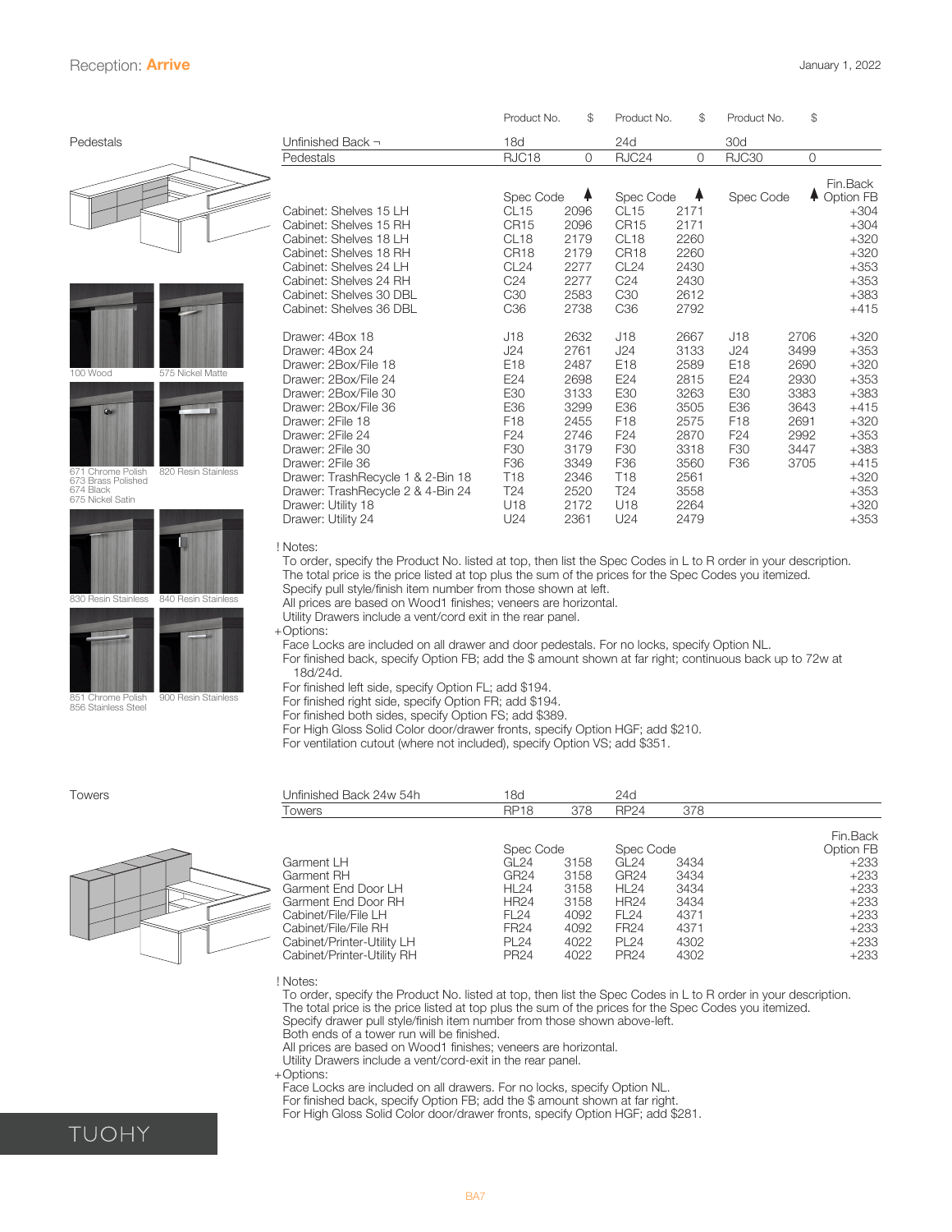Reception: **Arrive**

January 1, 2022

## Pedestals

| | Product No. | $ | Product No. | $ | Product No. | $ | |
|---|---|---|---|---|---|---|---|
| Unfinished Back ¬ | 18d | | 24d | | 30d | | |
| Pedestals | RJC18 | 0 | RJC24 | 0 | RJC30 | 0 | |
| | Spec Code | ♠ | Spec Code | ♠ | Spec Code | ♠ | Fin.Back Option FB |
| Cabinet: Shelves 15 LH | CL15 | 2096 | CL15 | 2171 | | | +304 |
| Cabinet: Shelves 15 RH | CR15 | 2096 | CR15 | 2171 | | | +304 |
| Cabinet: Shelves 18 LH | CL18 | 2179 | CL18 | 2260 | | | +320 |
| Cabinet: Shelves 18 RH | CR18 | 2179 | CR18 | 2260 | | | +320 |
| Cabinet: Shelves 24 LH | CL24 | 2277 | CL24 | 2430 | | | +353 |
| Cabinet: Shelves 24 RH | C24 | 2277 | C24 | 2430 | | | +353 |
| Cabinet: Shelves 30 DBL | C30 | 2583 | C30 | 2612 | | | +383 |
| Cabinet: Shelves 36 DBL | C36 | 2738 | C36 | 2792 | | | +415 |
| Drawer: 4Box 18 | J18 | 2632 | J18 | 2667 | J18 | 2706 | +320 |
| Drawer: 4Box 24 | J24 | 2761 | J24 | 3133 | J24 | 3499 | +353 |
| Drawer: 2Box/File 18 | E18 | 2487 | E18 | 2589 | E18 | 2690 | +320 |
| Drawer: 2Box/File 24 | E24 | 2698 | E24 | 2815 | E24 | 2930 | +353 |
| Drawer: 2Box/File 30 | E30 | 3133 | E30 | 3263 | E30 | 3383 | +383 |
| Drawer: 2Box/File 36 | E36 | 3299 | E36 | 3505 | E36 | 3643 | +415 |
| Drawer: 2File 18 | F18 | 2455 | F18 | 2575 | F18 | 2691 | +320 |
| Drawer: 2File 24 | F24 | 2746 | F24 | 2870 | F24 | 2992 | +353 |
| Drawer: 2File 30 | F30 | 3179 | F30 | 3318 | F30 | 3447 | +383 |
| Drawer: 2File 36 | F36 | 3349 | F36 | 3560 | F36 | 3705 | +415 |
| Drawer: TrashRecycle 1 & 2-Bin 18 | T18 | 2346 | T18 | 2561 | | | +320 |
| Drawer: TrashRecycle 2 & 4-Bin 24 | T24 | 2520 | T24 | 3558 | | | +353 |
| Drawer: Utility 18 | U18 | 2172 | U18 | 2264 | | | +320 |
| Drawer: Utility 24 | U24 | 2361 | U24 | 2479 | | | +353 |

100 Wood
575 Nickel Matte
671 Chrome Polish
673 Brass Polished
674 Black
675 Nickel Satin
820 Resin Stainless
830 Resin Stainless
840 Resin Stainless
851 Chrome Polish
856 Stainless Steel
900 Resin Stainless

! Notes:
To order, specify the Product No. listed at top, then list the Spec Codes in L to R order in your description.
The total price is the price listed at top plus the sum of the prices for the Spec Codes you itemized.
Specify pull style/finish item number from those shown at left.
All prices are based on Wood1 finishes; veneers are horizontal.
Utility Drawers include a vent/cord exit in the rear panel.

+Options:
Face Locks are included on all drawer and door pedestals. For no locks, specify Option NL.
For finished back, specify Option FB; add the $ amount shown at far right; continuous back up to 72w at 18d/24d.
For finished left side, specify Option FL; add $194.
For finished right side, specify Option FR; add $194.
For finished both sides, specify Option FS; add $389.
For High Gloss Solid Color door/drawer fronts, specify Option HGF; add $210.
For ventilation cutout (where not included), specify Option VS; add $351.

## Towers

| | | | | | |
|---|---|---|---|---|---|
| Unfinished Back 24w 54h | 18d | | 24d | | |
| Towers | RP18 | 378 | RP24 | 378 | |
| | Spec Code | | Spec Code | | Fin.Back Option FB |
| Garment LH | GL24 | 3158 | GL24 | 3434 | +233 |
| Garment RH | GR24 | 3158 | GR24 | 3434 | +233 |
| Garment End Door LH | HL24 | 3158 | HL24 | 3434 | +233 |
| Garment End Door RH | HR24 | 3158 | HR24 | 3434 | +233 |
| Cabinet/File/File LH | FL24 | 4092 | FL24 | 4371 | +233 |
| Cabinet/File/File RH | FR24 | 4092 | FR24 | 4371 | +233 |
| Cabinet/Printer-Utility LH | PL24 | 4022 | PL24 | 4302 | +233 |
| Cabinet/Printer-Utility RH | PR24 | 4022 | PR24 | 4302 | +233 |

! Notes:
To order, specify the Product No. listed at top, then list the Spec Codes in L to R order in your description.
The total price is the price listed at top plus the sum of the prices for the Spec Codes you itemized.
Specify drawer pull style/finish item number from those shown above-left.
Both ends of a tower run will be finished.
All prices are based on Wood1 finishes; veneers are horizontal.
Utility Drawers include a vent/cord-exit in the rear panel.

+Options:
Face Locks are included on all drawers. For no locks, specify Option NL.
For finished back, specify Option FB; add the $ amount shown at far right.
For High Gloss Solid Color door/drawer fronts, specify Option HGF; add $281.

TUOHY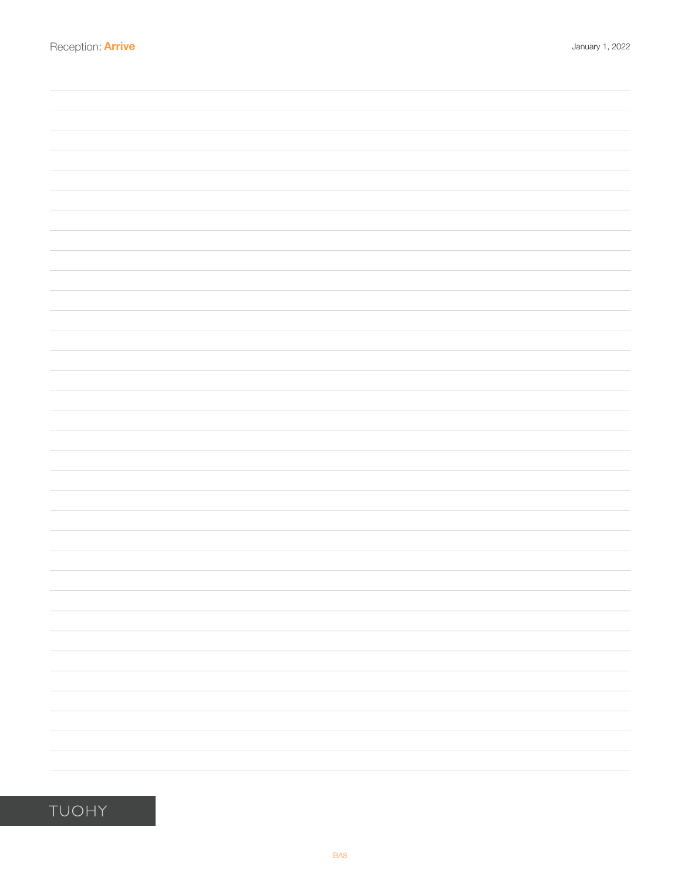Reception: **Arrive**

January 1, 2022

TUOHY